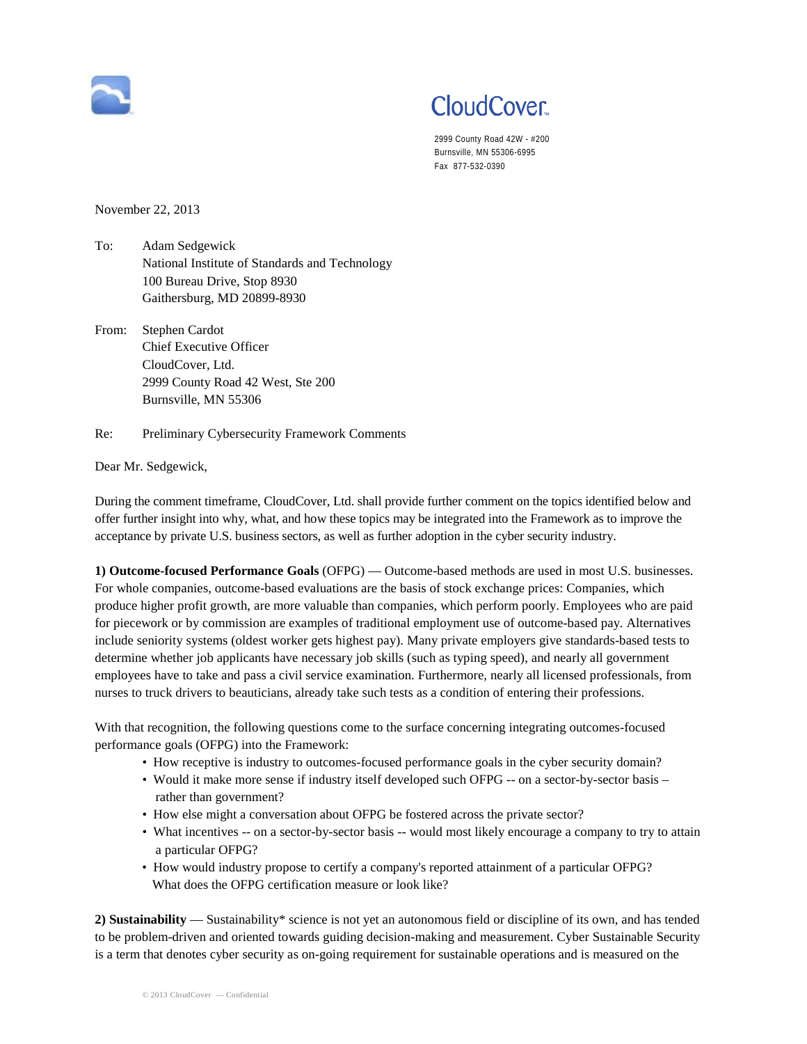CloudCover

2999 County Road 42W - #200
Burnsville, MN 55306-6995
Fax 877-532-0390

November 22, 2013

To: Adam Sedgewick
National Institute of Standards and Technology
100 Bureau Drive, Stop 8930
Gaithersburg, MD 20899-8930

From: Stephen Cardot
Chief Executive Officer
CloudCover, Ltd.
2999 County Road 42 West, Ste 200
Burnsville, MN 55306

Re: Preliminary Cybersecurity Framework Comments

Dear Mr. Sedgewick,

During the comment timeframe, CloudCover, Ltd. shall provide further comment on the topics identified below and offer further insight into why, what, and how these topics may be integrated into the Framework as to improve the acceptance by private U.S. business sectors, as well as further adoption in the cyber security industry.

**1) Outcome-focused Performance Goals** (OFPG) — Outcome-based methods are used in most U.S. businesses. For whole companies, outcome-based evaluations are the basis of stock exchange prices: Companies, which produce higher profit growth, are more valuable than companies, which perform poorly. Employees who are paid for piecework or by commission are examples of traditional employment use of outcome-based pay. Alternatives include seniority systems (oldest worker gets highest pay). Many private employers give standards-based tests to determine whether job applicants have necessary job skills (such as typing speed), and nearly all government employees have to take and pass a civil service examination. Furthermore, nearly all licensed professionals, from nurses to truck drivers to beauticians, already take such tests as a condition of entering their professions.

With that recognition, the following questions come to the surface concerning integrating outcomes-focused performance goals (OFPG) into the Framework:

- How receptive is industry to outcomes-focused performance goals in the cyber security domain?
- Would it make more sense if industry itself developed such OFPG -- on a sector-by-sector basis – rather than government?
- How else might a conversation about OFPG be fostered across the private sector?
- What incentives -- on a sector-by-sector basis -- would most likely encourage a company to try to attain a particular OFPG?
- How would industry propose to certify a company's reported attainment of a particular OFPG? What does the OFPG certification measure or look like?

**2) Sustainability** — Sustainability* science is not yet an autonomous field or discipline of its own, and has tended to be problem-driven and oriented towards guiding decision-making and measurement. Cyber Sustainable Security is a term that denotes cyber security as on-going requirement for sustainable operations and is measured on the

© 2013 CloudCover — Confidential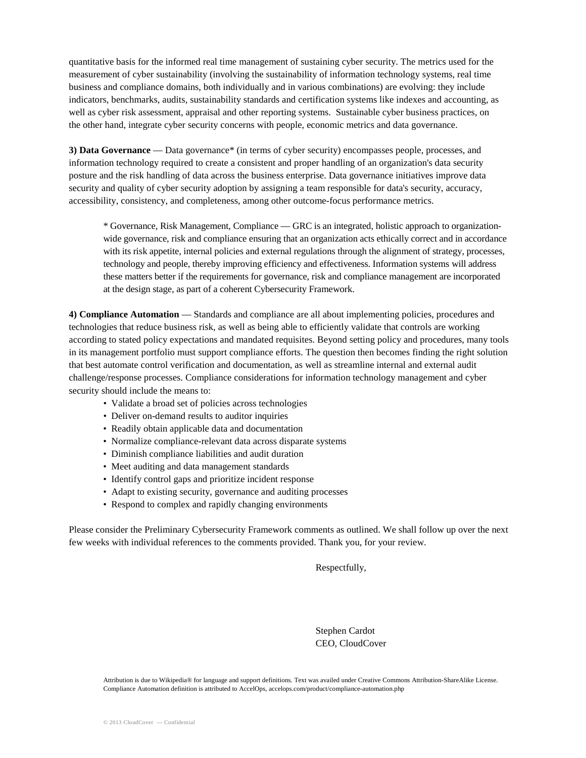quantitative basis for the informed real time management of sustaining cyber security. The metrics used for the measurement of cyber sustainability (involving the sustainability of information technology systems, real time business and compliance domains, both individually and in various combinations) are evolving: they include indicators, benchmarks, audits, sustainability standards and certification systems like indexes and accounting, as well as cyber risk assessment, appraisal and other reporting systems. Sustainable cyber business practices, on the other hand, integrate cyber security concerns with people, economic metrics and data governance.

**3) Data Governance** — Data governance* (in terms of cyber security) encompasses people, processes, and information technology required to create a consistent and proper handling of an organization's data security posture and the risk handling of data across the business enterprise. Data governance initiatives improve data security and quality of cyber security adoption by assigning a team responsible for data's security, accuracy, accessibility, consistency, and completeness, among other outcome-focus performance metrics.

> * Governance, Risk Management, Compliance — GRC is an integrated, holistic approach to organization-wide governance, risk and compliance ensuring that an organization acts ethically correct and in accordance with its risk appetite, internal policies and external regulations through the alignment of strategy, processes, technology and people, thereby improving efficiency and effectiveness. Information systems will address these matters better if the requirements for governance, risk and compliance management are incorporated at the design stage, as part of a coherent Cybersecurity Framework.

**4) Compliance Automation** — Standards and compliance are all about implementing policies, procedures and technologies that reduce business risk, as well as being able to efficiently validate that controls are working according to stated policy expectations and mandated requisites. Beyond setting policy and procedures, many tools in its management portfolio must support compliance efforts. The question then becomes finding the right solution that best automate control verification and documentation, as well as streamline internal and external audit challenge/response processes. Compliance considerations for information technology management and cyber security should include the means to:

- Validate a broad set of policies across technologies
- Deliver on-demand results to auditor inquiries
- Readily obtain applicable data and documentation
- Normalize compliance-relevant data across disparate systems
- Diminish compliance liabilities and audit duration
- Meet auditing and data management standards
- Identify control gaps and prioritize incident response
- Adapt to existing security, governance and auditing processes
- Respond to complex and rapidly changing environments

Please consider the Preliminary Cybersecurity Framework comments as outlined. We shall follow up over the next few weeks with individual references to the comments provided. Thank you, for your review.

Respectfully,

Stephen Cardot
CEO, CloudCover

Attribution is due to Wikipedia® for language and support definitions. Text was availed under Creative Commons Attribution-ShareAlike License. Compliance Automation definition is attributed to AccelOps, accelops.com/product/compliance-automation.php

© 2013 CloudCover — Confidential